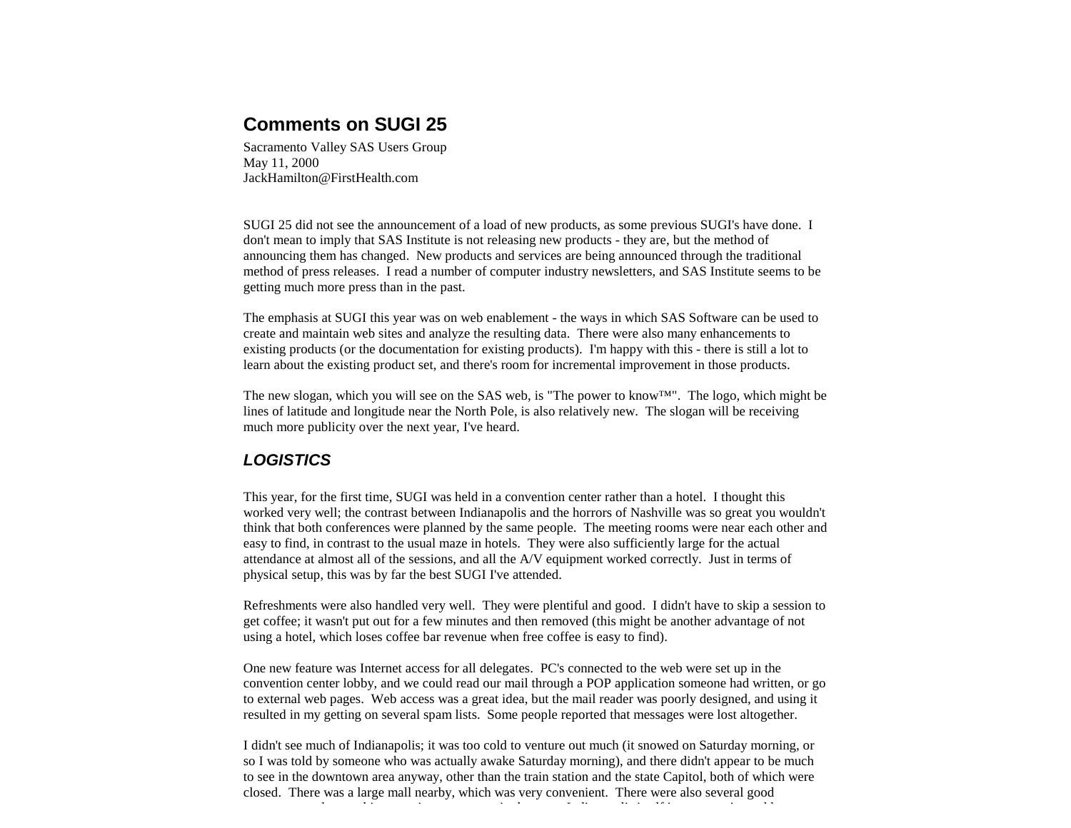# Comments on SUGI 25

Sacramento Valley SAS Users Group
May 11, 2000
JackHamilton@FirstHealth.com

SUGI 25 did not see the announcement of a load of new products, as some previous SUGI's have done. I don't mean to imply that SAS Institute is not releasing new products - they are, but the method of announcing them has changed. New products and services are being announced through the traditional method of press releases. I read a number of computer industry newsletters, and SAS Institute seems to be getting much more press than in the past.

The emphasis at SUGI this year was on web enablement - the ways in which SAS Software can be used to create and maintain web sites and analyze the resulting data. There were also many enhancements to existing products (or the documentation for existing products). I'm happy with this - there is still a lot to learn about the existing product set, and there's room for incremental improvement in those products.

The new slogan, which you will see on the SAS web, is "The power to know™". The logo, which might be lines of latitude and longitude near the North Pole, is also relatively new. The slogan will be receiving much more publicity over the next year, I've heard.

## *LOGISTICS*

This year, for the first time, SUGI was held in a convention center rather than a hotel. I thought this worked very well; the contrast between Indianapolis and the horrors of Nashville was so great you wouldn't think that both conferences were planned by the same people. The meeting rooms were near each other and easy to find, in contrast to the usual maze in hotels. They were also sufficiently large for the actual attendance at almost all of the sessions, and all the A/V equipment worked correctly. Just in terms of physical setup, this was by far the best SUGI I've attended.

Refreshments were also handled very well. They were plentiful and good. I didn't have to skip a session to get coffee; it wasn't put out for a few minutes and then removed (this might be another advantage of not using a hotel, which loses coffee bar revenue when free coffee is easy to find).

One new feature was Internet access for all delegates. PC's connected to the web were set up in the convention center lobby, and we could read our mail through a POP application someone had written, or go to external web pages. Web access was a great idea, but the mail reader was poorly designed, and using it resulted in my getting on several spam lists. Some people reported that messages were lost altogether.

I didn't see much of Indianapolis; it was too cold to venture out much (it snowed on Saturday morning, or so I was told by someone who was actually awake Saturday morning), and there didn't appear to be much to see in the downtown area anyway, other than the train station and the state Capitol, both of which were closed. There was a large mall nearby, which was very convenient. There were also several good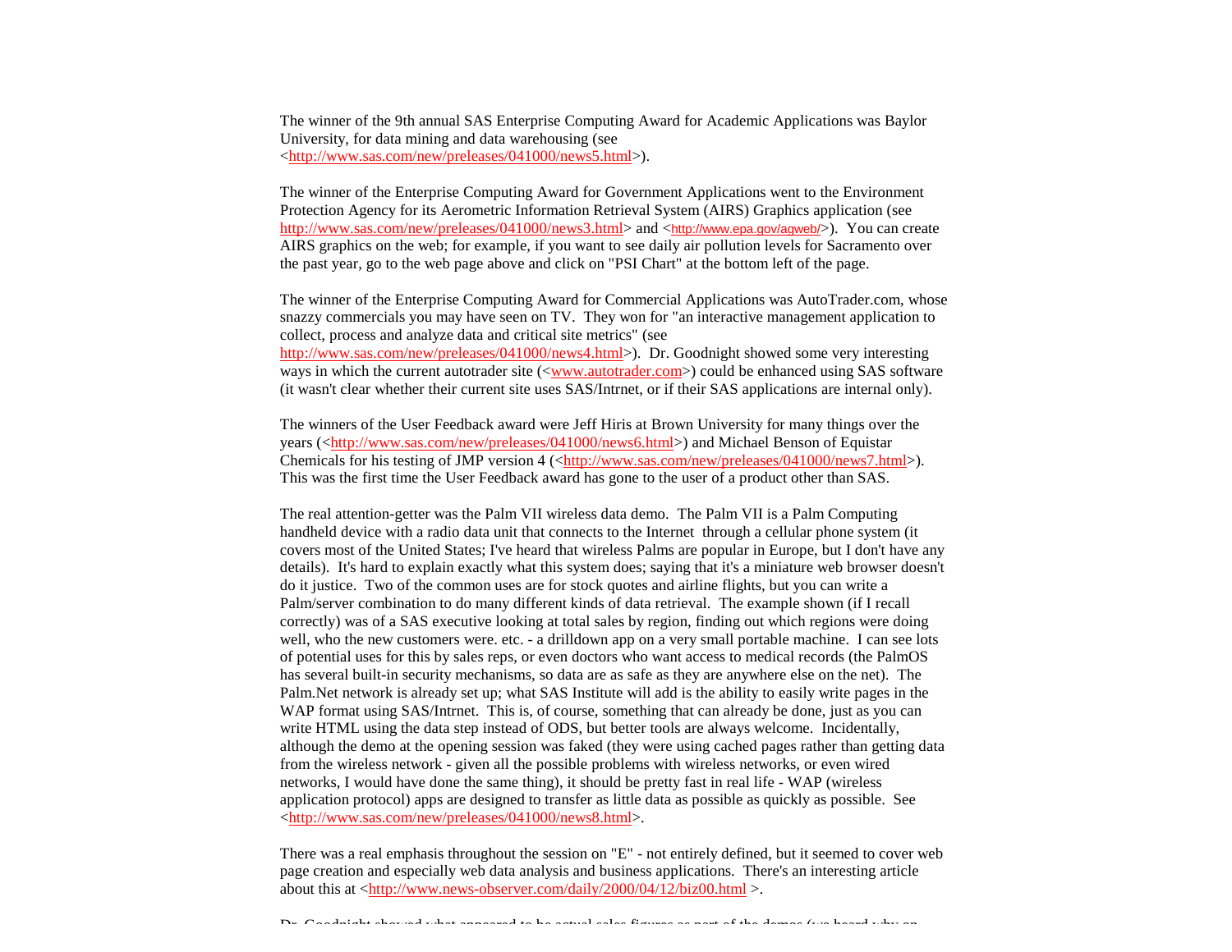The winner of the 9th annual SAS Enterprise Computing Award for Academic Applications was Baylor University, for data mining and data warehousing (see <http://www.sas.com/new/preleases/041000/news5.html>).

The winner of the Enterprise Computing Award for Government Applications went to the Environment Protection Agency for its Aerometric Information Retrieval System (AIRS) Graphics application (see http://www.sas.com/new/preleases/041000/news3.html> and <http://www.epa.gov/agweb/>). You can create AIRS graphics on the web; for example, if you want to see daily air pollution levels for Sacramento over the past year, go to the web page above and click on "PSI Chart" at the bottom left of the page.

The winner of the Enterprise Computing Award for Commercial Applications was AutoTrader.com, whose snazzy commercials you may have seen on TV. They won for "an interactive management application to collect, process and analyze data and critical site metrics" (see http://www.sas.com/new/preleases/041000/news4.html>). Dr. Goodnight showed some very interesting ways in which the current autotrader site (<www.autotrader.com>) could be enhanced using SAS software (it wasn't clear whether their current site uses SAS/Intrnet, or if their SAS applications are internal only).

The winners of the User Feedback award were Jeff Hiris at Brown University for many things over the years (<http://www.sas.com/new/preleases/041000/news6.html>) and Michael Benson of Equistar Chemicals for his testing of JMP version 4 (<http://www.sas.com/new/preleases/041000/news7.html>). This was the first time the User Feedback award has gone to the user of a product other than SAS.

The real attention-getter was the Palm VII wireless data demo. The Palm VII is a Palm Computing handheld device with a radio data unit that connects to the Internet through a cellular phone system (it covers most of the United States; I've heard that wireless Palms are popular in Europe, but I don't have any details). It's hard to explain exactly what this system does; saying that it's a miniature web browser doesn't do it justice. Two of the common uses are for stock quotes and airline flights, but you can write a Palm/server combination to do many different kinds of data retrieval. The example shown (if I recall correctly) was of a SAS executive looking at total sales by region, finding out which regions were doing well, who the new customers were. etc. - a drilldown app on a very small portable machine. I can see lots of potential uses for this by sales reps, or even doctors who want access to medical records (the PalmOS has several built-in security mechanisms, so data are as safe as they are anywhere else on the net). The Palm.Net network is already set up; what SAS Institute will add is the ability to easily write pages in the WAP format using SAS/Intrnet. This is, of course, something that can already be done, just as you can write HTML using the data step instead of ODS, but better tools are always welcome. Incidentally, although the demo at the opening session was faked (they were using cached pages rather than getting data from the wireless network - given all the possible problems with wireless networks, or even wired networks, I would have done the same thing), it should be pretty fast in real life - WAP (wireless application protocol) apps are designed to transfer as little data as possible as quickly as possible. See <http://www.sas.com/new/preleases/041000/news8.html>.

There was a real emphasis throughout the session on "E" - not entirely defined, but it seemed to cover web page creation and especially web data analysis and business applications. There's an interesting article about this at <http://www.news-observer.com/daily/2000/04/12/biz00.html >.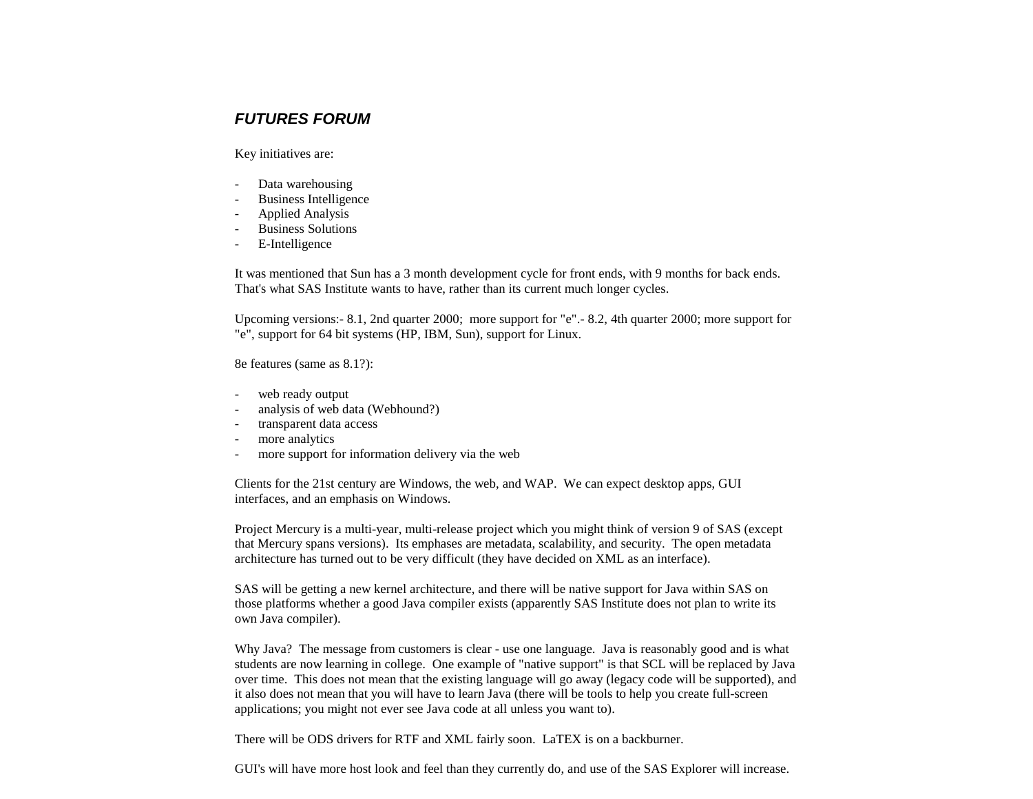### ***FUTURES FORUM***

Key initiatives are:

- Data warehousing
- Business Intelligence
- Applied Analysis
- Business Solutions
- E-Intelligence

It was mentioned that Sun has a 3 month development cycle for front ends, with 9 months for back ends. That's what SAS Institute wants to have, rather than its current much longer cycles.

Upcoming versions:- 8.1, 2nd quarter 2000; more support for "e".- 8.2, 4th quarter 2000; more support for "e", support for 64 bit systems (HP, IBM, Sun), support for Linux.

8e features (same as 8.1?):

- web ready output
- analysis of web data (Webhound?)
- transparent data access
- more analytics
- more support for information delivery via the web

Clients for the 21st century are Windows, the web, and WAP. We can expect desktop apps, GUI interfaces, and an emphasis on Windows.

Project Mercury is a multi-year, multi-release project which you might think of version 9 of SAS (except that Mercury spans versions). Its emphases are metadata, scalability, and security. The open metadata architecture has turned out to be very difficult (they have decided on XML as an interface).

SAS will be getting a new kernel architecture, and there will be native support for Java within SAS on those platforms whether a good Java compiler exists (apparently SAS Institute does not plan to write its own Java compiler).

Why Java? The message from customers is clear - use one language. Java is reasonably good and is what students are now learning in college. One example of "native support" is that SCL will be replaced by Java over time. This does not mean that the existing language will go away (legacy code will be supported), and it also does not mean that you will have to learn Java (there will be tools to help you create full-screen applications; you might not ever see Java code at all unless you want to).

There will be ODS drivers for RTF and XML fairly soon. LaTEX is on a backburner.

GUI's will have more host look and feel than they currently do, and use of the SAS Explorer will increase.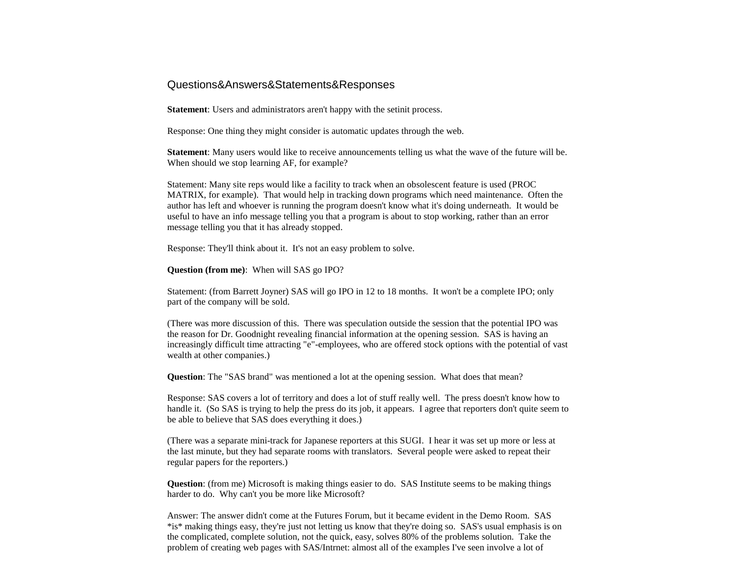## Questions&Answers&Statements&Responses

**Statement**: Users and administrators aren't happy with the setinit process.

Response: One thing they might consider is automatic updates through the web.

**Statement**: Many users would like to receive announcements telling us what the wave of the future will be. When should we stop learning AF, for example?

Statement: Many site reps would like a facility to track when an obsolescent feature is used (PROC MATRIX, for example). That would help in tracking down programs which need maintenance. Often the author has left and whoever is running the program doesn't know what it's doing underneath. It would be useful to have an info message telling you that a program is about to stop working, rather than an error message telling you that it has already stopped.

Response: They'll think about it. It's not an easy problem to solve.

**Question (from me)**: When will SAS go IPO?

Statement: (from Barrett Joyner) SAS will go IPO in 12 to 18 months. It won't be a complete IPO; only part of the company will be sold.

(There was more discussion of this. There was speculation outside the session that the potential IPO was the reason for Dr. Goodnight revealing financial information at the opening session. SAS is having an increasingly difficult time attracting "e"-employees, who are offered stock options with the potential of vast wealth at other companies.)

**Question**: The "SAS brand" was mentioned a lot at the opening session. What does that mean?

Response: SAS covers a lot of territory and does a lot of stuff really well. The press doesn't know how to handle it. (So SAS is trying to help the press do its job, it appears. I agree that reporters don't quite seem to be able to believe that SAS does everything it does.)

(There was a separate mini-track for Japanese reporters at this SUGI. I hear it was set up more or less at the last minute, but they had separate rooms with translators. Several people were asked to repeat their regular papers for the reporters.)

**Question**: (from me) Microsoft is making things easier to do. SAS Institute seems to be making things harder to do. Why can't you be more like Microsoft?

Answer: The answer didn't come at the Futures Forum, but it became evident in the Demo Room. SAS *is* making things easy, they're just not letting us know that they're doing so. SAS's usual emphasis is on the complicated, complete solution, not the quick, easy, solves 80% of the problems solution. Take the problem of creating web pages with SAS/Intrnet: almost all of the examples I've seen involve a lot of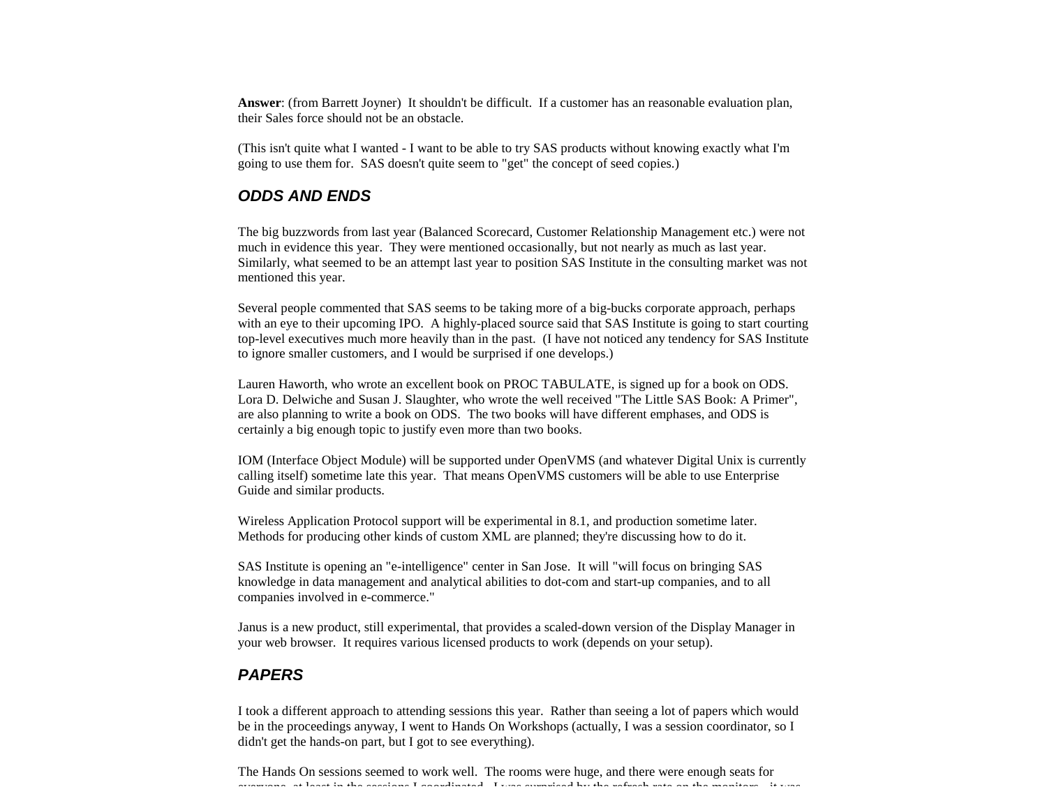**Answer**: (from Barrett Joyner) It shouldn't be difficult. If a customer has an reasonable evaluation plan, their Sales force should not be an obstacle.

(This isn't quite what I wanted - I want to be able to try SAS products without knowing exactly what I'm going to use them for. SAS doesn't quite seem to "get" the concept of seed copies.)

## *ODDS AND ENDS*

The big buzzwords from last year (Balanced Scorecard, Customer Relationship Management etc.) were not much in evidence this year. They were mentioned occasionally, but not nearly as much as last year. Similarly, what seemed to be an attempt last year to position SAS Institute in the consulting market was not mentioned this year.

Several people commented that SAS seems to be taking more of a big-bucks corporate approach, perhaps with an eye to their upcoming IPO. A highly-placed source said that SAS Institute is going to start courting top-level executives much more heavily than in the past. (I have not noticed any tendency for SAS Institute to ignore smaller customers, and I would be surprised if one develops.)

Lauren Haworth, who wrote an excellent book on PROC TABULATE, is signed up for a book on ODS. Lora D. Delwiche and Susan J. Slaughter, who wrote the well received "The Little SAS Book: A Primer", are also planning to write a book on ODS. The two books will have different emphases, and ODS is certainly a big enough topic to justify even more than two books.

IOM (Interface Object Module) will be supported under OpenVMS (and whatever Digital Unix is currently calling itself) sometime late this year. That means OpenVMS customers will be able to use Enterprise Guide and similar products.

Wireless Application Protocol support will be experimental in 8.1, and production sometime later. Methods for producing other kinds of custom XML are planned; they're discussing how to do it.

SAS Institute is opening an "e-intelligence" center in San Jose. It will "will focus on bringing SAS knowledge in data management and analytical abilities to dot-com and start-up companies, and to all companies involved in e-commerce."

Janus is a new product, still experimental, that provides a scaled-down version of the Display Manager in your web browser. It requires various licensed products to work (depends on your setup).

## *PAPERS*

I took a different approach to attending sessions this year. Rather than seeing a lot of papers which would be in the proceedings anyway, I went to Hands On Workshops (actually, I was a session coordinator, so I didn't get the hands-on part, but I got to see everything).

The Hands On sessions seemed to work well. The rooms were huge, and there were enough seats for everyone, at least in the sessions I coordinated. I was surprised by the refresh rate on the monitors - it was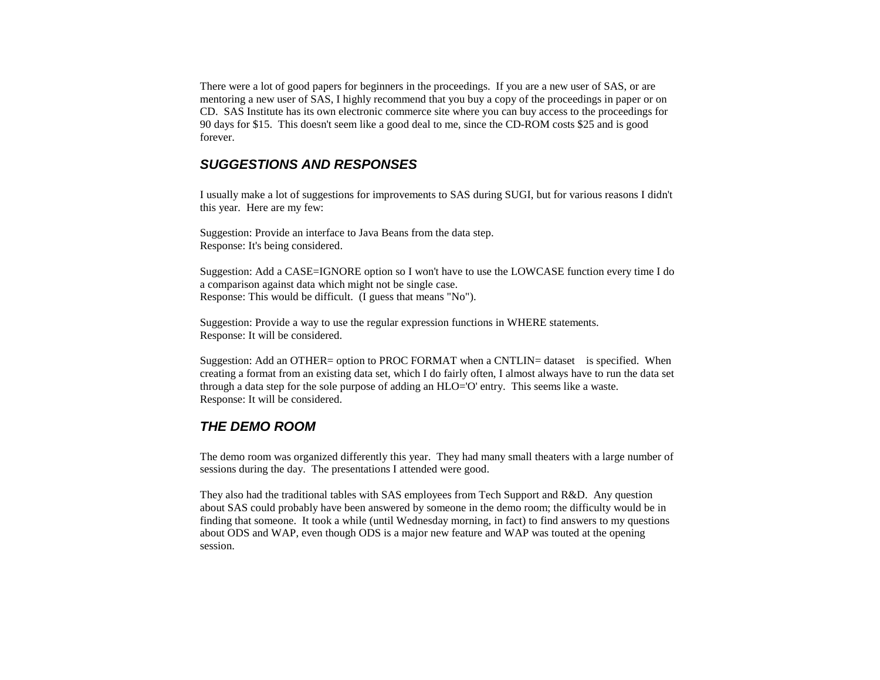There were a lot of good papers for beginners in the proceedings. If you are a new user of SAS, or are mentoring a new user of SAS, I highly recommend that you buy a copy of the proceedings in paper or on CD. SAS Institute has its own electronic commerce site where you can buy access to the proceedings for 90 days for $15. This doesn't seem like a good deal to me, since the CD-ROM costs $25 and is good forever.

## *SUGGESTIONS AND RESPONSES*

I usually make a lot of suggestions for improvements to SAS during SUGI, but for various reasons I didn't this year. Here are my few:

Suggestion: Provide an interface to Java Beans from the data step.
Response: It's being considered.

Suggestion: Add a CASE=IGNORE option so I won't have to use the LOWCASE function every time I do a comparison against data which might not be single case.
Response: This would be difficult. (I guess that means "No").

Suggestion: Provide a way to use the regular expression functions in WHERE statements.
Response: It will be considered.

Suggestion: Add an OTHER= option to PROC FORMAT when a CNTLIN= dataset is specified. When creating a format from an existing data set, which I do fairly often, I almost always have to run the data set through a data step for the sole purpose of adding an HLO='O' entry. This seems like a waste.
Response: It will be considered.

## *THE DEMO ROOM*

The demo room was organized differently this year. They had many small theaters with a large number of sessions during the day. The presentations I attended were good.

They also had the traditional tables with SAS employees from Tech Support and R&D. Any question about SAS could probably have been answered by someone in the demo room; the difficulty would be in finding that someone. It took a while (until Wednesday morning, in fact) to find answers to my questions about ODS and WAP, even though ODS is a major new feature and WAP was touted at the opening session.